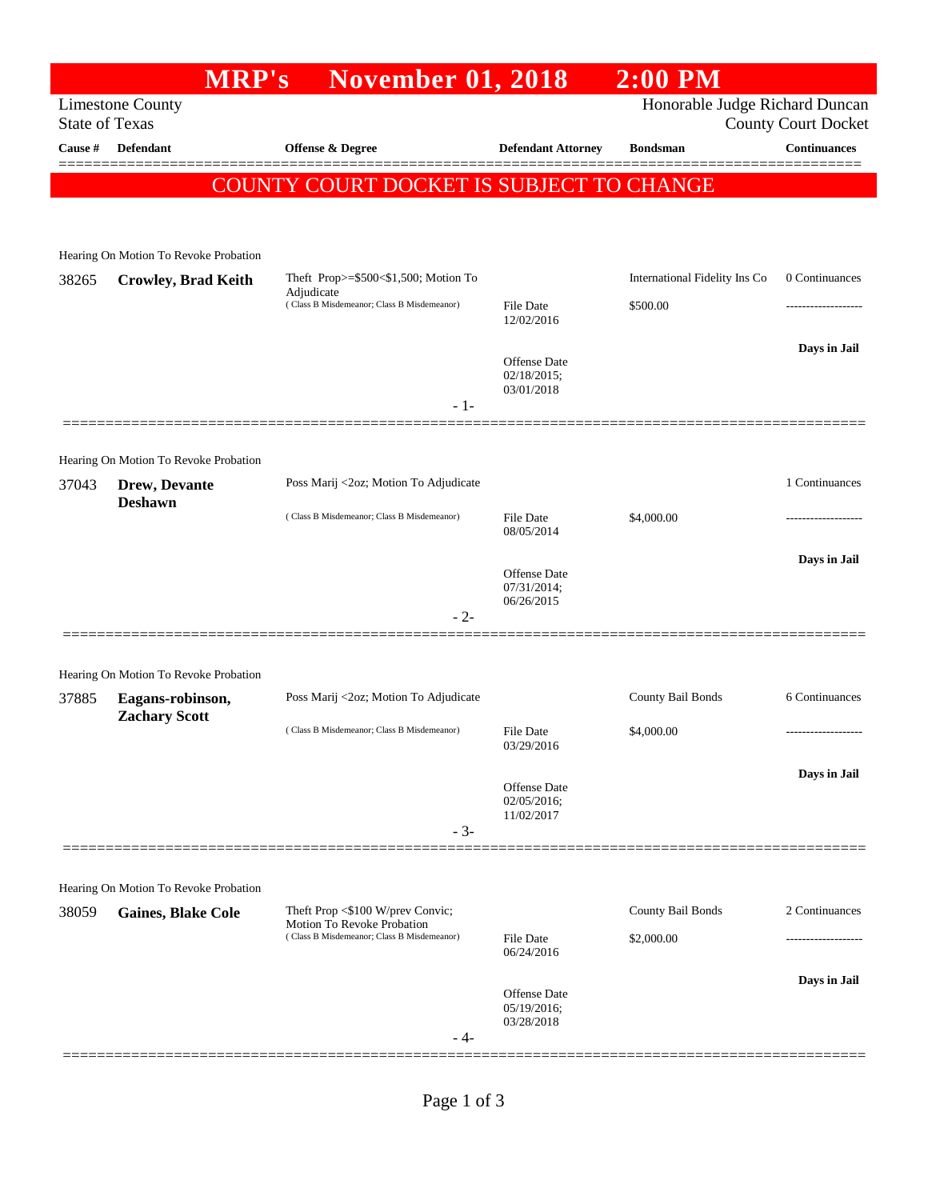# MRP's November 01, 2018 2:00 PM

Limestone County
State of Texas

Honorable Judge Richard Duncan
County Court Docket

| Cause # | Defendant | Offense & Degree | Defendant Attorney | Bondsman | Continuances |
|---|---|---|---|---|---|

## COUNTY COURT DOCKET IS SUBJECT TO CHANGE

Hearing On Motion To Revoke Probation

| Cause # | Defendant | Offense & Degree | Defendant Attorney | Bondsman | Continuances |
|---|---|---|---|---|---|
| 38265 | **Crowley, Brad Keith** | Theft Prop>=$500<$1,500; Motion To Adjudicate ( Class B Misdemeanor; Class B Misdemeanor) | File Date 12/02/2016<br>Offense Date 02/18/2015; 03/01/2018 | International Fidelity Ins Co<br>$500.00 | 0 Continuances<br>-------------------<br>**Days in Jail** |

- 1-

Hearing On Motion To Revoke Probation

| Cause # | Defendant | Offense & Degree | Defendant Attorney | Bondsman | Continuances |
|---|---|---|---|---|---|
| 37043 | **Drew, Devante Deshawn** | Poss Marij <2oz; Motion To Adjudicate ( Class B Misdemeanor; Class B Misdemeanor) | File Date 08/05/2014<br>Offense Date 07/31/2014; 06/26/2015 | $4,000.00 | 1 Continuances<br>-------------------<br>**Days in Jail** |

- 2-

Hearing On Motion To Revoke Probation

| Cause # | Defendant | Offense & Degree | Defendant Attorney | Bondsman | Continuances |
|---|---|---|---|---|---|
| 37885 | **Eagans-robinson, Zachary Scott** | Poss Marij <2oz; Motion To Adjudicate ( Class B Misdemeanor; Class B Misdemeanor) | File Date 03/29/2016<br>Offense Date 02/05/2016; 11/02/2017 | County Bail Bonds<br>$4,000.00 | 6 Continuances<br>-------------------<br>**Days in Jail** |

- 3-

Hearing On Motion To Revoke Probation

| Cause # | Defendant | Offense & Degree | Defendant Attorney | Bondsman | Continuances |
|---|---|---|---|---|---|
| 38059 | **Gaines, Blake Cole** | Theft Prop <$100 W/prev Convic; Motion To Revoke Probation ( Class B Misdemeanor; Class B Misdemeanor) | File Date 06/24/2016<br>Offense Date 05/19/2016; 03/28/2018 | County Bail Bonds<br>$2,000.00 | 2 Continuances<br>-------------------<br>**Days in Jail** |

- 4-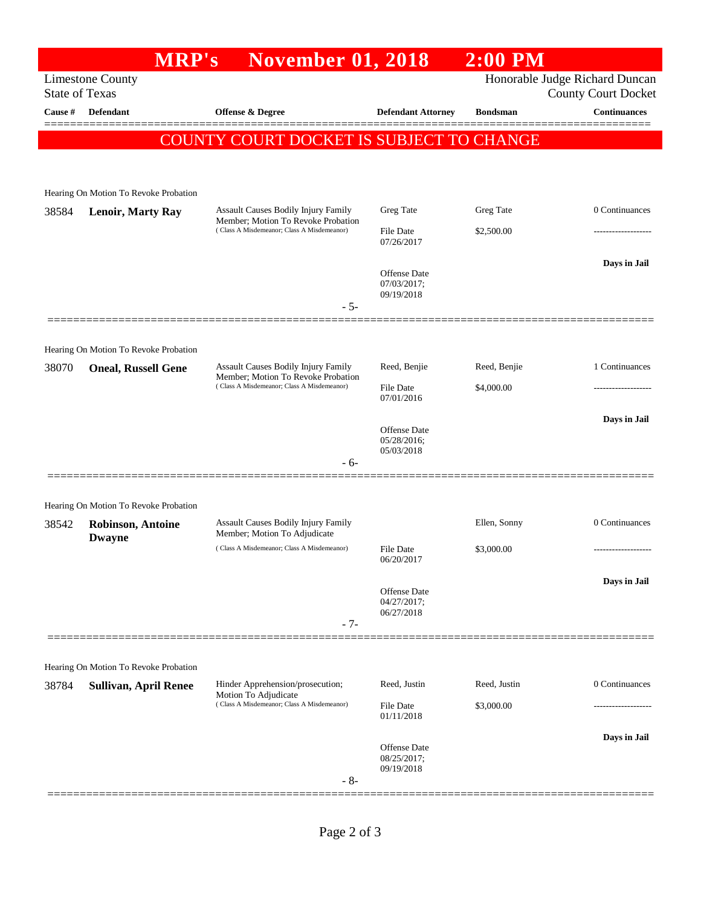# MRP's November 01, 2018 2:00 PM

Limestone County
State of Texas

Honorable Judge Richard Duncan
County Court Docket

| Cause # | Defendant | Offense & Degree | Defendant Attorney | Bondsman | Continuances |
|---|---|---|---|---|---|

**COUNTY COURT DOCKET IS SUBJECT TO CHANGE**

---

Hearing On Motion To Revoke Probation

| Cause # | Defendant | Offense & Degree | Defendant Attorney | Bondsman | Continuances |
|---|---|---|---|---|---|
| 38584 | **Lenoir, Marty Ray** | Assault Causes Bodily Injury Family Member; Motion To Revoke Probation (Class A Misdemeanor; Class A Misdemeanor) | Greg Tate | Greg Tate | 0 Continuances |
| | | | File Date 07/26/2017 | $2,500.00 | ------------------- |
| | | | Offense Date 07/03/2017; 09/19/2018 | | Days in Jail |

- 5-

---

Hearing On Motion To Revoke Probation

| Cause # | Defendant | Offense & Degree | Defendant Attorney | Bondsman | Continuances |
|---|---|---|---|---|---|
| 38070 | **Oneal, Russell Gene** | Assault Causes Bodily Injury Family Member; Motion To Revoke Probation (Class A Misdemeanor; Class A Misdemeanor) | Reed, Benjie | Reed, Benjie | 1 Continuances |
| | | | File Date 07/01/2016 | $4,000.00 | ------------------- |
| | | | Offense Date 05/28/2016; 05/03/2018 | | Days in Jail |

- 6-

---

Hearing On Motion To Revoke Probation

| Cause # | Defendant | Offense & Degree | Defendant Attorney | Bondsman | Continuances |
|---|---|---|---|---|---|
| 38542 | **Robinson, Antoine Dwayne** | Assault Causes Bodily Injury Family Member; Motion To Adjudicate (Class A Misdemeanor; Class A Misdemeanor) | | Ellen, Sonny | 0 Continuances |
| | | | File Date 06/20/2017 | $3,000.00 | ------------------- |
| | | | Offense Date 04/27/2017; 06/27/2018 | | Days in Jail |

- 7-

---

Hearing On Motion To Revoke Probation

| Cause # | Defendant | Offense & Degree | Defendant Attorney | Bondsman | Continuances |
|---|---|---|---|---|---|
| 38784 | **Sullivan, April Renee** | Hinder Apprehension/prosecution; Motion To Adjudicate (Class A Misdemeanor; Class A Misdemeanor) | Reed, Justin | Reed, Justin | 0 Continuances |
| | | | File Date 01/11/2018 | $3,000.00 | ------------------- |
| | | | Offense Date 08/25/2017; 09/19/2018 | | Days in Jail |

- 8-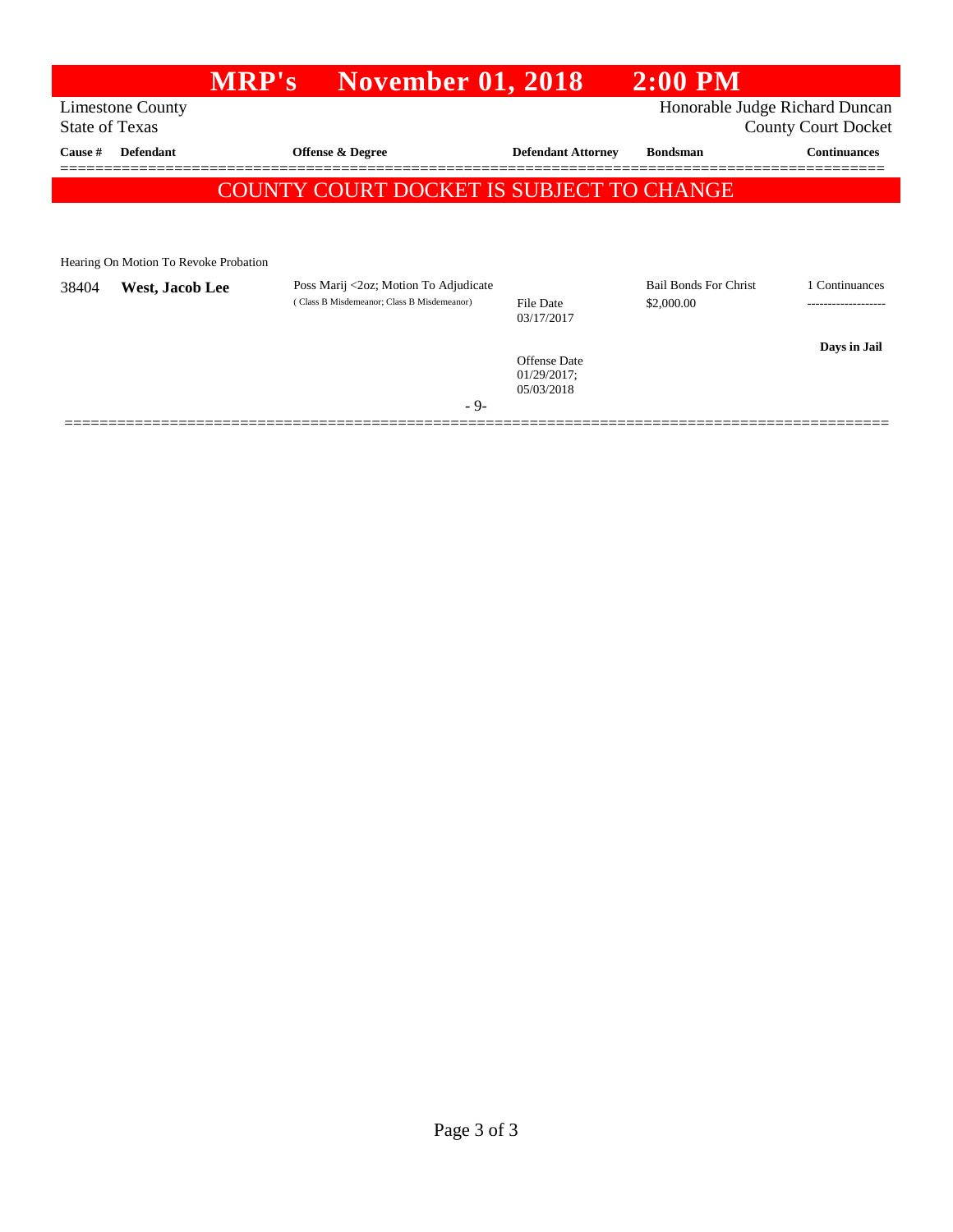# MRP's November 01, 2018 2:00 PM

Limestone County
State of Texas

Honorable Judge Richard Duncan
County Court Docket

| Cause # | Defendant | Offense & Degree | Defendant Attorney | Bondsman | Continuances |
|---|---|---|---|---|---|

**COUNTY COURT DOCKET IS SUBJECT TO CHANGE**

Hearing On Motion To Revoke Probation

| Cause # | Defendant | Offense & Degree | Defendant Attorney | Bondsman | Continuances |
|---|---|---|---|---|---|
| 38404 | **West, Jacob Lee** | Poss Marij <2oz; Motion To Adjudicate<br>( Class B Misdemeanor; Class B Misdemeanor) | File Date<br>03/17/2017<br><br>Offense Date<br>01/29/2017;<br>05/03/2018 | Bail Bonds For Christ<br>$2,000.00 | 1 Continuances<br>-------------------<br>**Days in Jail** |

- 9-